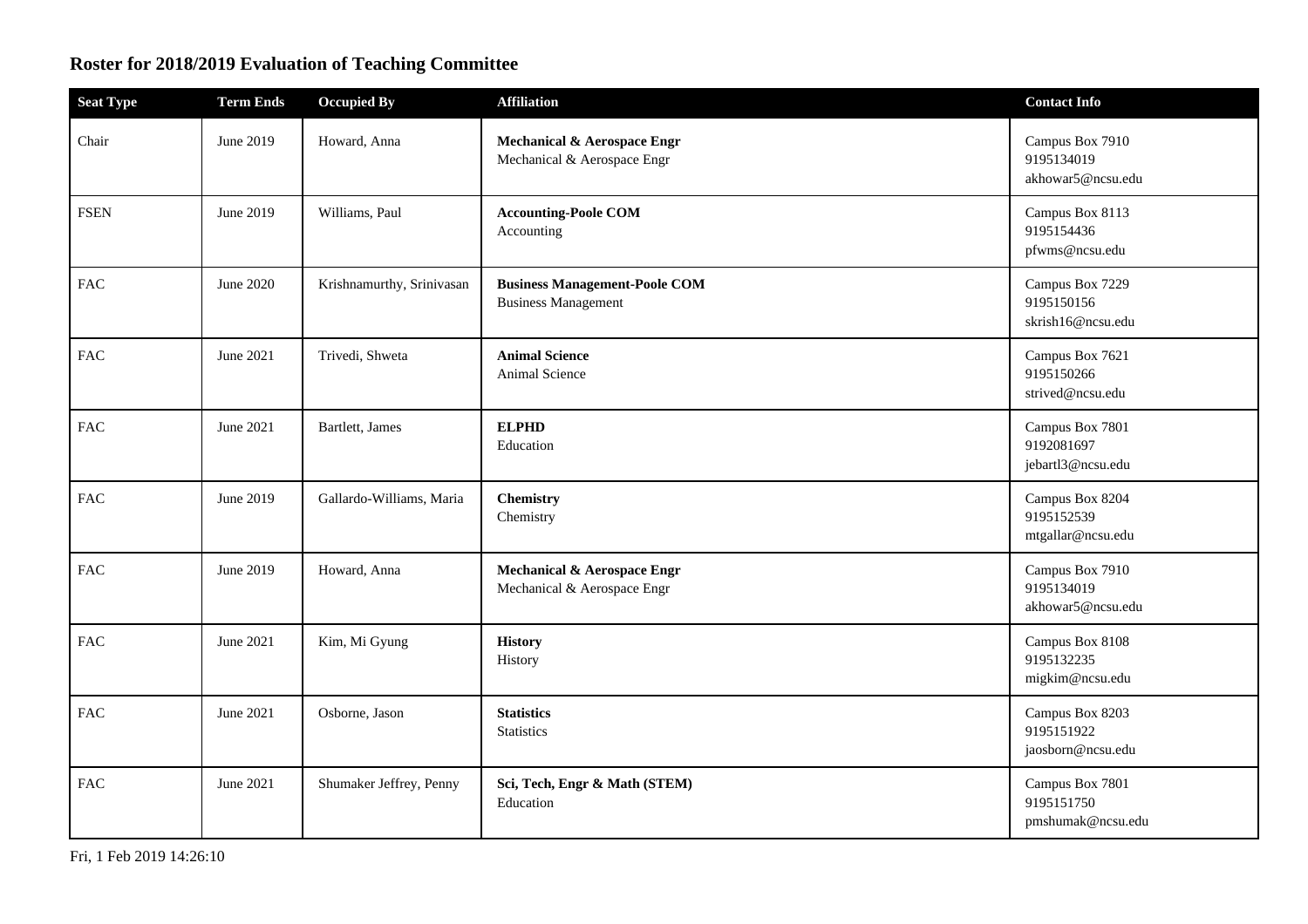# Roster for 2018/2019 Evaluation of Teaching Committee

| Seat Type | Term Ends | Occupied By | Affiliation | Contact Info |
|---|---|---|---|---|
| Chair | June 2019 | Howard, Anna | **Mechanical & Aerospace Engr**<br>Mechanical & Aerospace Engr | Campus Box 7910<br>9195134019<br>akhowar5@ncsu.edu |
| FSEN | June 2019 | Williams, Paul | **Accounting-Poole COM**<br>Accounting | Campus Box 8113<br>9195154436<br>pfwms@ncsu.edu |
| FAC | June 2020 | Krishnamurthy, Srinivasan | **Business Management-Poole COM**<br>Business Management | Campus Box 7229<br>9195150156<br>skrish16@ncsu.edu |
| FAC | June 2021 | Trivedi, Shweta | **Animal Science**<br>Animal Science | Campus Box 7621<br>9195150266<br>strived@ncsu.edu |
| FAC | June 2021 | Bartlett, James | **ELPHD**<br>Education | Campus Box 7801<br>9192081697<br>jebartl3@ncsu.edu |
| FAC | June 2019 | Gallardo-Williams, Maria | **Chemistry**<br>Chemistry | Campus Box 8204<br>9195152539<br>mtgallar@ncsu.edu |
| FAC | June 2019 | Howard, Anna | **Mechanical & Aerospace Engr**<br>Mechanical & Aerospace Engr | Campus Box 7910<br>9195134019<br>akhowar5@ncsu.edu |
| FAC | June 2021 | Kim, Mi Gyung | **History**<br>History | Campus Box 8108<br>9195132235<br>migkim@ncsu.edu |
| FAC | June 2021 | Osborne, Jason | **Statistics**<br>Statistics | Campus Box 8203<br>9195151922<br>jaosborn@ncsu.edu |
| FAC | June 2021 | Shumaker Jeffrey, Penny | **Sci, Tech, Engr & Math (STEM)**<br>Education | Campus Box 7801<br>9195151750<br>pmshumak@ncsu.edu |

Fri, 1 Feb 2019 14:26:10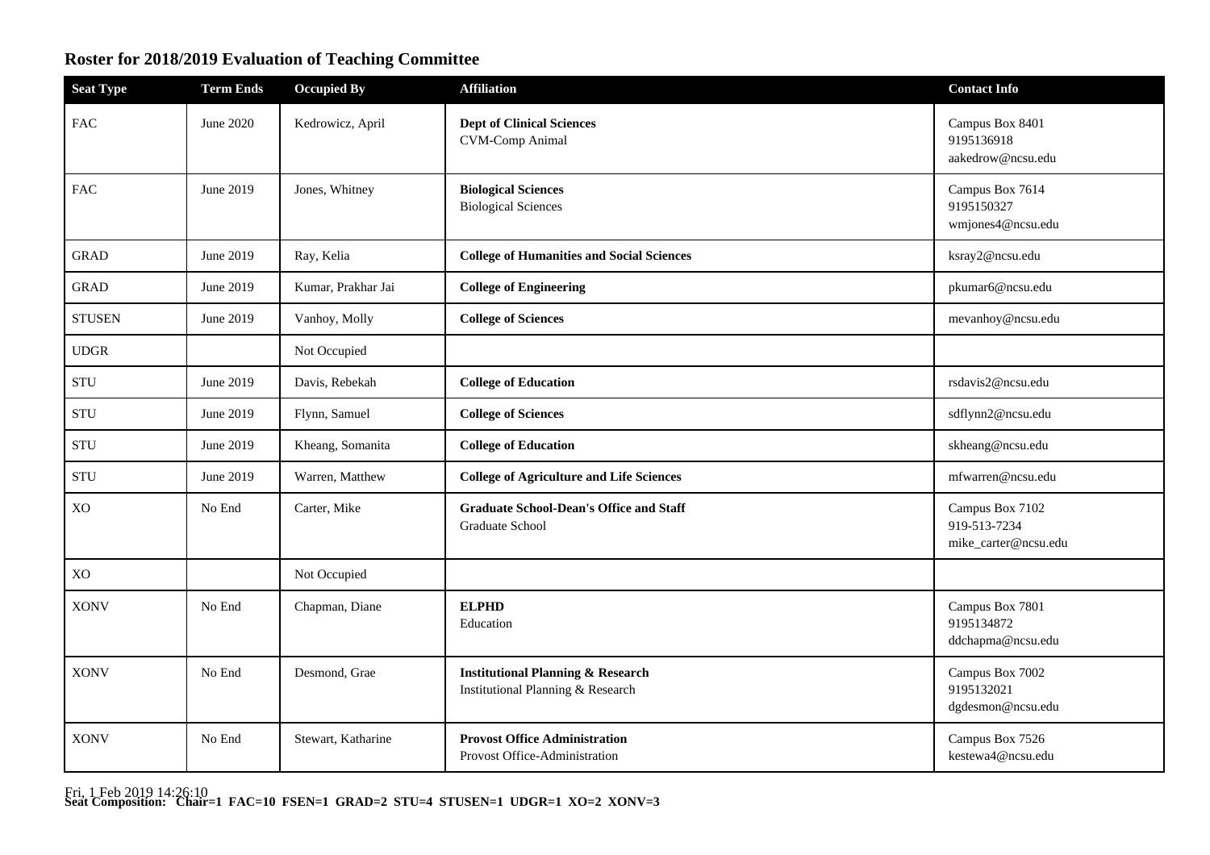## Roster for 2018/2019 Evaluation of Teaching Committee

| Seat Type | Term Ends | Occupied By | Affiliation | Contact Info |
|---|---|---|---|---|
| FAC | June 2020 | Kedrowicz, April | **Dept of Clinical Sciences**<br>CVM-Comp Animal | Campus Box 8401<br>9195136918<br>aakedrow@ncsu.edu |
| FAC | June 2019 | Jones, Whitney | **Biological Sciences**<br>Biological Sciences | Campus Box 7614<br>9195150327<br>wmjones4@ncsu.edu |
| GRAD | June 2019 | Ray, Kelia | **College of Humanities and Social Sciences** | ksray2@ncsu.edu |
| GRAD | June 2019 | Kumar, Prakhar Jai | **College of Engineering** | pkumar6@ncsu.edu |
| STUSEN | June 2019 | Vanhoy, Molly | **College of Sciences** | mevanhoy@ncsu.edu |
| UDGR | | Not Occupied | | |
| STU | June 2019 | Davis, Rebekah | **College of Education** | rsdavis2@ncsu.edu |
| STU | June 2019 | Flynn, Samuel | **College of Sciences** | sdflynn2@ncsu.edu |
| STU | June 2019 | Kheang, Somanita | **College of Education** | skheang@ncsu.edu |
| STU | June 2019 | Warren, Matthew | **College of Agriculture and Life Sciences** | mfwarren@ncsu.edu |
| XO | No End | Carter, Mike | **Graduate School-Dean's Office and Staff**<br>Graduate School | Campus Box 7102<br>919-513-7234<br>mike_carter@ncsu.edu |
| XO | | Not Occupied | | |
| XONV | No End | Chapman, Diane | **ELPHD**<br>Education | Campus Box 7801<br>9195134872<br>ddchapma@ncsu.edu |
| XONV | No End | Desmond, Grae | **Institutional Planning & Research**<br>Institutional Planning & Research | Campus Box 7002<br>9195132021<br>dgdesmon@ncsu.edu |
| XONV | No End | Stewart, Katharine | **Provost Office Administration**<br>Provost Office-Administration | Campus Box 7526<br>kestewa4@ncsu.edu |

**Seat Composition: Chair=1 FAC=10 FSEN=1 GRAD=2 STU=4 STUSEN=1 UDGR=1 XO=2 XONV=3**